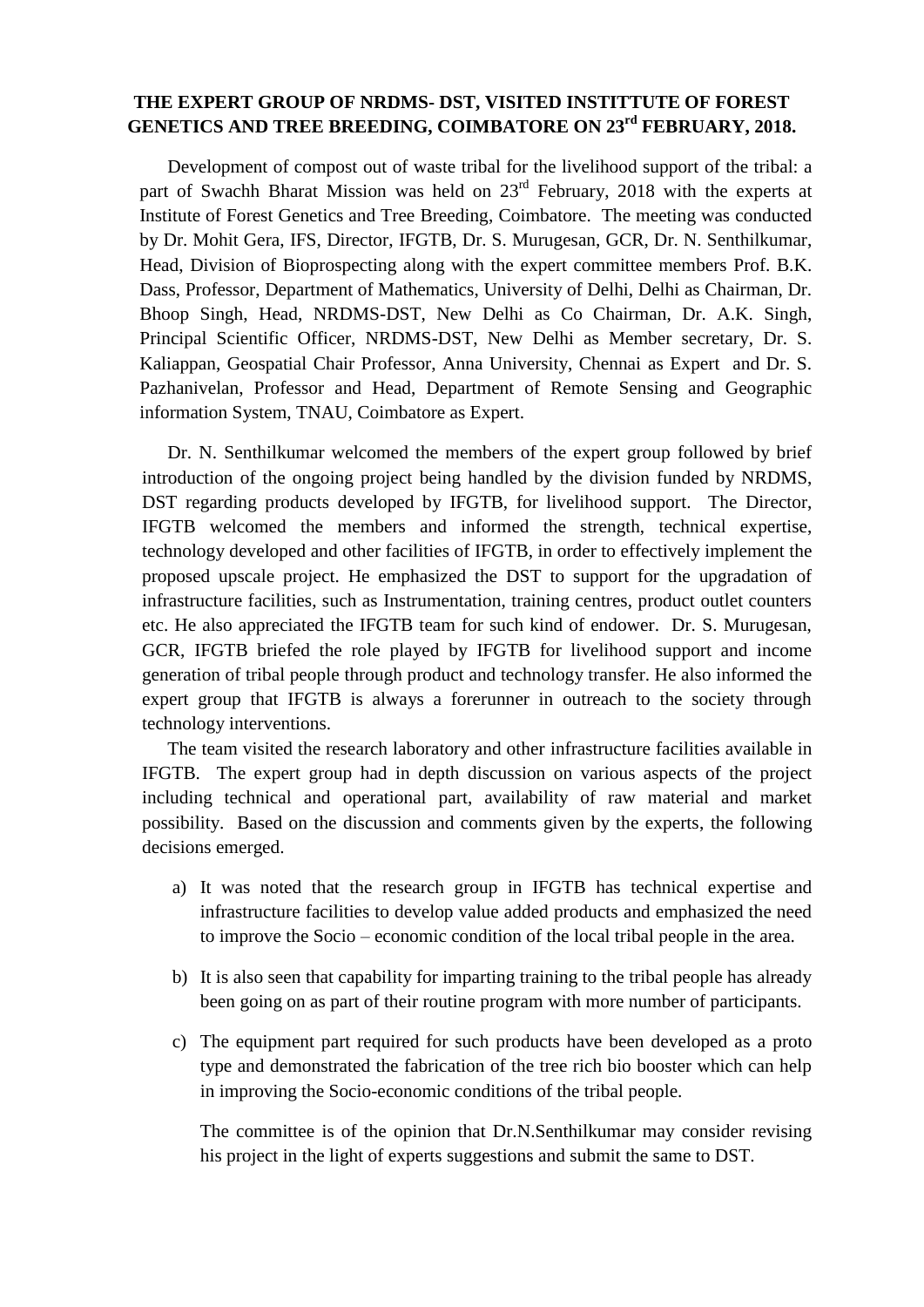# THE EXPERT GROUP OF NRDMS- DST, VISITED INSTITTUTE OF FOREST GENETICS AND TREE BREEDING, COIMBATORE ON 23rd FEBRUARY, 2018.

Development of compost out of waste tribal for the livelihood support of the tribal: a part of Swachh Bharat Mission was held on 23rd February, 2018 with the experts at Institute of Forest Genetics and Tree Breeding, Coimbatore. The meeting was conducted by Dr. Mohit Gera, IFS, Director, IFGTB, Dr. S. Murugesan, GCR, Dr. N. Senthilkumar, Head, Division of Bioprospecting along with the expert committee members Prof. B.K. Dass, Professor, Department of Mathematics, University of Delhi, Delhi as Chairman, Dr. Bhoop Singh, Head, NRDMS-DST, New Delhi as Co Chairman, Dr. A.K. Singh, Principal Scientific Officer, NRDMS-DST, New Delhi as Member secretary, Dr. S. Kaliappan, Geospatial Chair Professor, Anna University, Chennai as Expert and Dr. S. Pazhanivelan, Professor and Head, Department of Remote Sensing and Geographic information System, TNAU, Coimbatore as Expert.

Dr. N. Senthilkumar welcomed the members of the expert group followed by brief introduction of the ongoing project being handled by the division funded by NRDMS, DST regarding products developed by IFGTB, for livelihood support. The Director, IFGTB welcomed the members and informed the strength, technical expertise, technology developed and other facilities of IFGTB, in order to effectively implement the proposed upscale project. He emphasized the DST to support for the upgradation of infrastructure facilities, such as Instrumentation, training centres, product outlet counters etc. He also appreciated the IFGTB team for such kind of endower. Dr. S. Murugesan, GCR, IFGTB briefed the role played by IFGTB for livelihood support and income generation of tribal people through product and technology transfer. He also informed the expert group that IFGTB is always a forerunner in outreach to the society through technology interventions.

The team visited the research laboratory and other infrastructure facilities available in IFGTB. The expert group had in depth discussion on various aspects of the project including technical and operational part, availability of raw material and market possibility. Based on the discussion and comments given by the experts, the following decisions emerged.

a) It was noted that the research group in IFGTB has technical expertise and infrastructure facilities to develop value added products and emphasized the need to improve the Socio – economic condition of the local tribal people in the area.

b) It is also seen that capability for imparting training to the tribal people has already been going on as part of their routine program with more number of participants.

c) The equipment part required for such products have been developed as a proto type and demonstrated the fabrication of the tree rich bio booster which can help in improving the Socio-economic conditions of the tribal people.

The committee is of the opinion that Dr.N.Senthilkumar may consider revising his project in the light of experts suggestions and submit the same to DST.